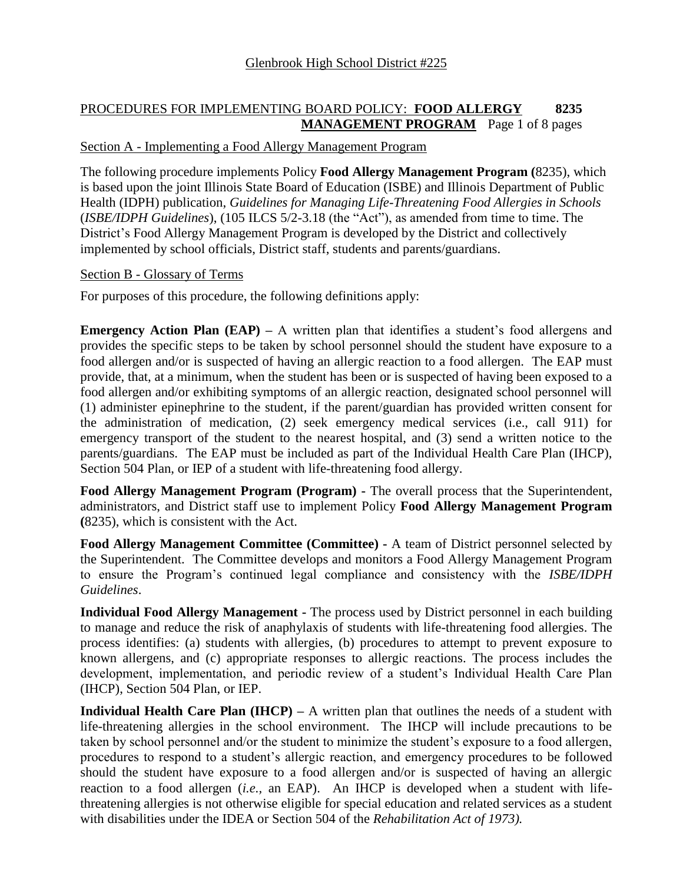Glenbrook High School District #225

# PROCEDURES FOR IMPLEMENTING BOARD POLICY: **FOOD ALLERGY MANAGEMENT PROGRAM** 8235

## Section A - Implementing a Food Allergy Management Program

The following procedure implements Policy **Food Allergy Management Program (**8235), which is based upon the joint Illinois State Board of Education (ISBE) and Illinois Department of Public Health (IDPH) publication, *Guidelines for Managing Life-Threatening Food Allergies in Schools* (*ISBE/IDPH Guidelines*), (105 ILCS 5/2-3.18 (the "Act"), as amended from time to time. The District's Food Allergy Management Program is developed by the District and collectively implemented by school officials, District staff, students and parents/guardians.

## Section B - Glossary of Terms

For purposes of this procedure, the following definitions apply:

**Emergency Action Plan (EAP) –** A written plan that identifies a student's food allergens and provides the specific steps to be taken by school personnel should the student have exposure to a food allergen and/or is suspected of having an allergic reaction to a food allergen. The EAP must provide, that, at a minimum, when the student has been or is suspected of having been exposed to a food allergen and/or exhibiting symptoms of an allergic reaction, designated school personnel will (1) administer epinephrine to the student, if the parent/guardian has provided written consent for the administration of medication, (2) seek emergency medical services (i.e., call 911) for emergency transport of the student to the nearest hospital, and (3) send a written notice to the parents/guardians. The EAP must be included as part of the Individual Health Care Plan (IHCP), Section 504 Plan, or IEP of a student with life-threatening food allergy.

**Food Allergy Management Program (Program) -** The overall process that the Superintendent, administrators, and District staff use to implement Policy **Food Allergy Management Program (**8235), which is consistent with the Act.

**Food Allergy Management Committee (Committee) -** A team of District personnel selected by the Superintendent. The Committee develops and monitors a Food Allergy Management Program to ensure the Program's continued legal compliance and consistency with the *ISBE/IDPH Guidelines*.

**Individual Food Allergy Management -** The process used by District personnel in each building to manage and reduce the risk of anaphylaxis of students with life-threatening food allergies. The process identifies: (a) students with allergies, (b) procedures to attempt to prevent exposure to known allergens, and (c) appropriate responses to allergic reactions. The process includes the development, implementation, and periodic review of a student's Individual Health Care Plan (IHCP), Section 504 Plan, or IEP.

**Individual Health Care Plan (IHCP) –** A written plan that outlines the needs of a student with life-threatening allergies in the school environment. The IHCP will include precautions to be taken by school personnel and/or the student to minimize the student's exposure to a food allergen, procedures to respond to a student's allergic reaction, and emergency procedures to be followed should the student have exposure to a food allergen and/or is suspected of having an allergic reaction to a food allergen (*i.e.,* an EAP). An IHCP is developed when a student with life-threatening allergies is not otherwise eligible for special education and related services as a student with disabilities under the IDEA or Section 504 of the *Rehabilitation Act of 1973).*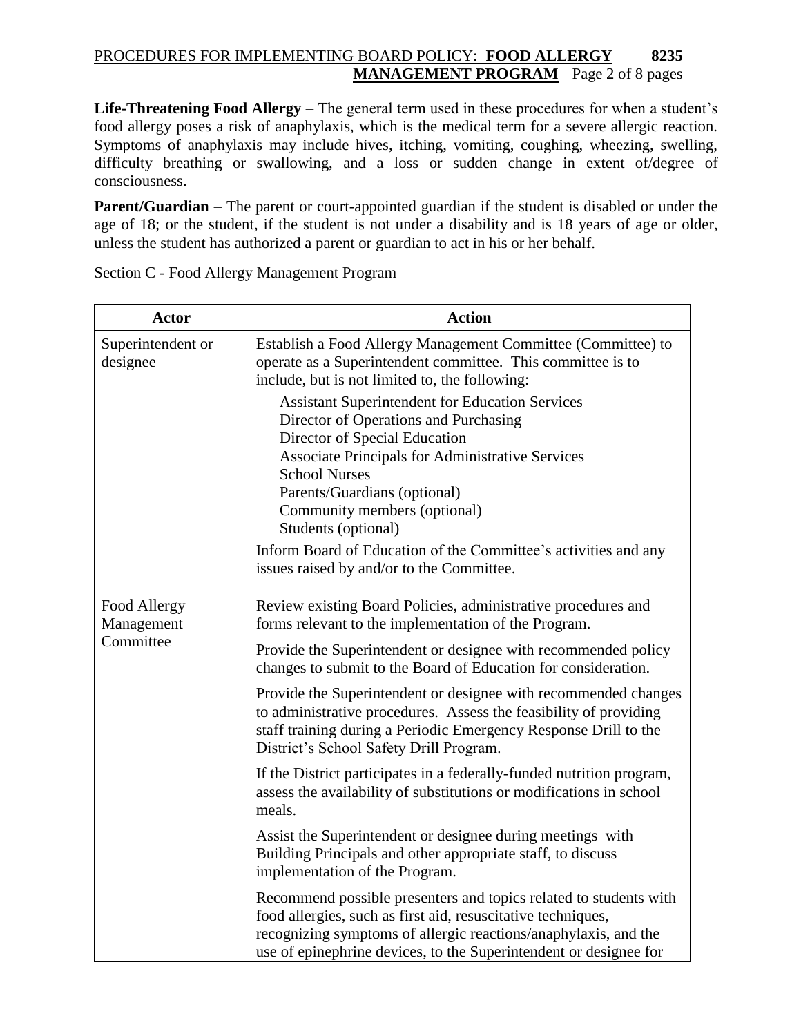**Life-Threatening Food Allergy** – The general term used in these procedures for when a student's food allergy poses a risk of anaphylaxis, which is the medical term for a severe allergic reaction. Symptoms of anaphylaxis may include hives, itching, vomiting, coughing, wheezing, swelling, difficulty breathing or swallowing, and a loss or sudden change in extent of/degree of consciousness.

**Parent/Guardian** – The parent or court-appointed guardian if the student is disabled or under the age of 18; or the student, if the student is not under a disability and is 18 years of age or older, unless the student has authorized a parent or guardian to act in his or her behalf.

Section C - Food Allergy Management Program

| Actor | Action |
|---|---|
| Superintendent or designee | Establish a Food Allergy Management Committee (Committee) to operate as a Superintendent committee. This committee is to include, but is not limited to, the following:<br>Assistant Superintendent for Education Services<br>Director of Operations and Purchasing<br>Director of Special Education<br>Associate Principals for Administrative Services<br>School Nurses<br>Parents/Guardians (optional)<br>Community members (optional)<br>Students (optional)<br>Inform Board of Education of the Committee's activities and any issues raised by and/or to the Committee. |
| Food Allergy Management Committee | Review existing Board Policies, administrative procedures and forms relevant to the implementation of the Program.<br>Provide the Superintendent or designee with recommended policy changes to submit to the Board of Education for consideration.<br>Provide the Superintendent or designee with recommended changes to administrative procedures. Assess the feasibility of providing staff training during a Periodic Emergency Response Drill to the District's School Safety Drill Program.<br>If the District participates in a federally-funded nutrition program, assess the availability of substitutions or modifications in school meals.<br>Assist the Superintendent or designee during meetings with Building Principals and other appropriate staff, to discuss implementation of the Program.<br>Recommend possible presenters and topics related to students with food allergies, such as first aid, resuscitative techniques, recognizing symptoms of allergic reactions/anaphylaxis, and the use of epinephrine devices, to the Superintendent or designee for |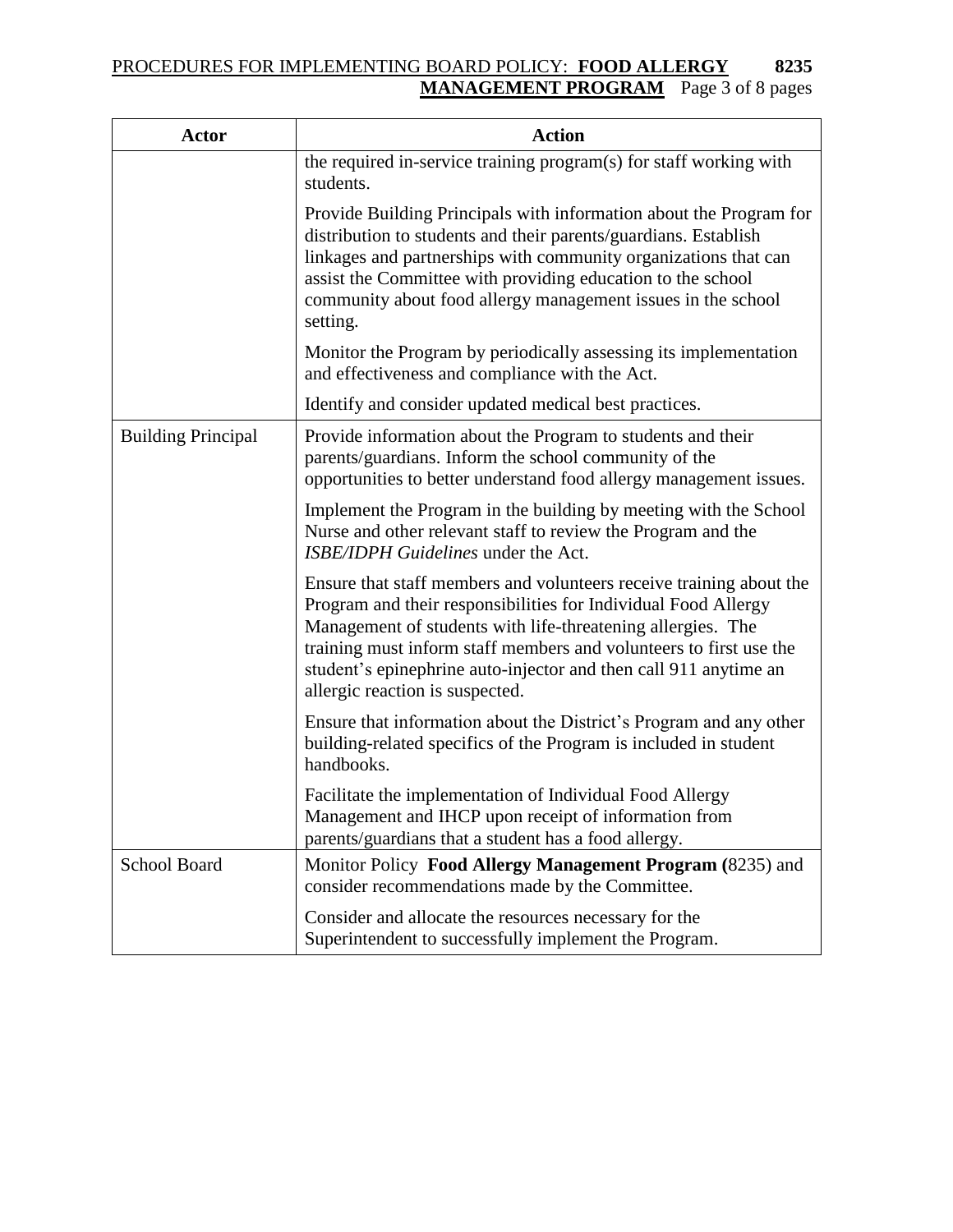| Actor | Action |
|---|---|
| | the required in-service training program(s) for staff working with students.<br><br>Provide Building Principals with information about the Program for distribution to students and their parents/guardians. Establish linkages and partnerships with community organizations that can assist the Committee with providing education to the school community about food allergy management issues in the school setting.<br><br>Monitor the Program by periodically assessing its implementation and effectiveness and compliance with the Act.<br><br>Identify and consider updated medical best practices. |
| Building Principal | Provide information about the Program to students and their parents/guardians. Inform the school community of the opportunities to better understand food allergy management issues.<br><br>Implement the Program in the building by meeting with the School Nurse and other relevant staff to review the Program and the *ISBE/IDPH Guidelines* under the Act.<br><br>Ensure that staff members and volunteers receive training about the Program and their responsibilities for Individual Food Allergy Management of students with life-threatening allergies. The training must inform staff members and volunteers to first use the student's epinephrine auto-injector and then call 911 anytime an allergic reaction is suspected.<br><br>Ensure that information about the District's Program and any other building-related specifics of the Program is included in student handbooks.<br><br>Facilitate the implementation of Individual Food Allergy Management and IHCP upon receipt of information from parents/guardians that a student has a food allergy. |
| School Board | Monitor Policy **Food Allergy Management Program (**8235) and consider recommendations made by the Committee.<br><br>Consider and allocate the resources necessary for the Superintendent to successfully implement the Program. |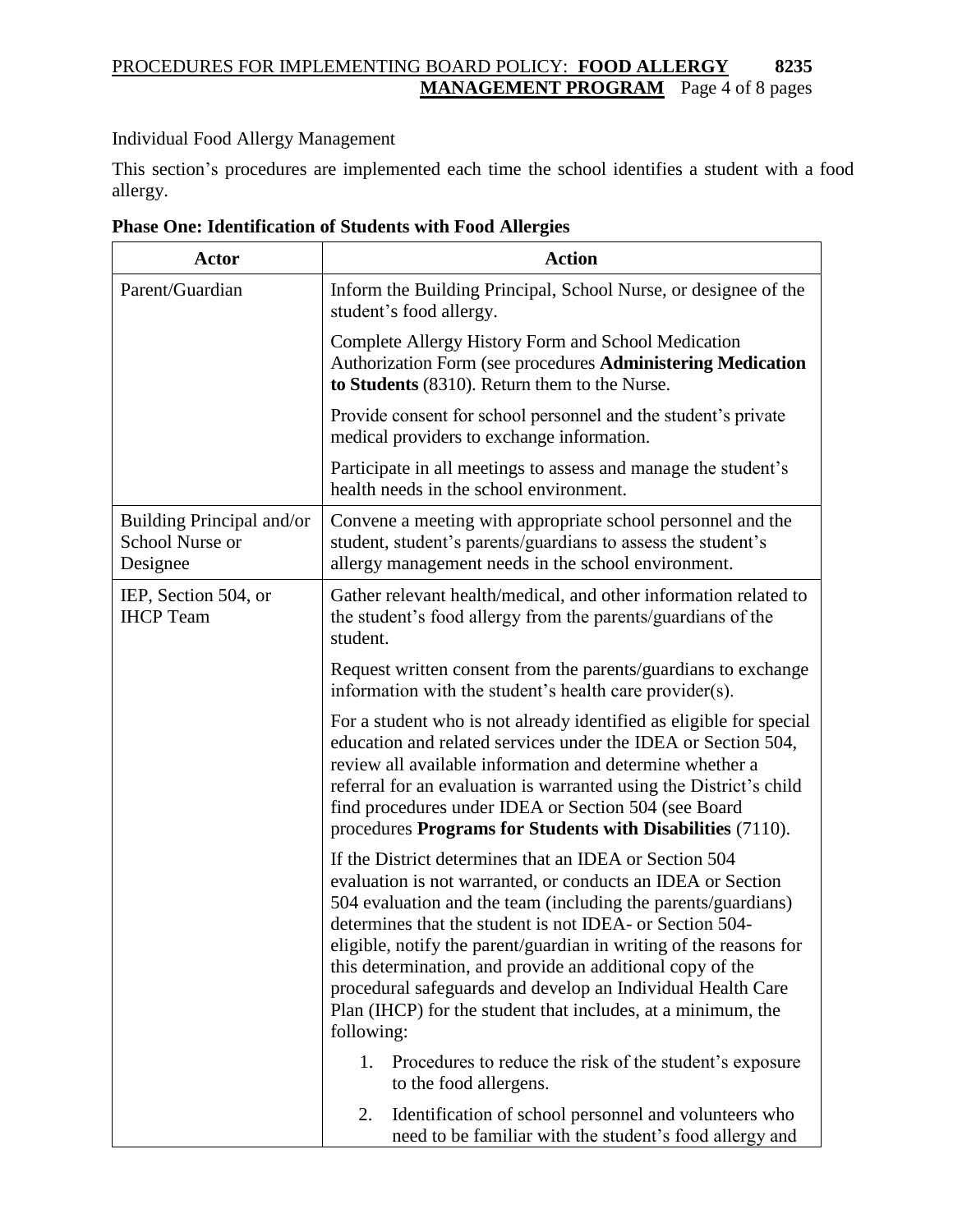Individual Food Allergy Management

This section's procedures are implemented each time the school identifies a student with a food allergy.

**Phase One: Identification of Students with Food Allergies**

| Actor | Action |
|---|---|
| Parent/Guardian | Inform the Building Principal, School Nurse, or designee of the student's food allergy. |
| | Complete Allergy History Form and School Medication Authorization Form (see procedures **Administering Medication to Students** (8310). Return them to the Nurse. |
| | Provide consent for school personnel and the student's private medical providers to exchange information. |
| | Participate in all meetings to assess and manage the student's health needs in the school environment. |
| Building Principal and/or School Nurse or Designee | Convene a meeting with appropriate school personnel and the student, student's parents/guardians to assess the student's allergy management needs in the school environment. |
| IEP, Section 504, or IHCP Team | Gather relevant health/medical, and other information related to the student's food allergy from the parents/guardians of the student. |
| | Request written consent from the parents/guardians to exchange information with the student's health care provider(s). |
| | For a student who is not already identified as eligible for special education and related services under the IDEA or Section 504, review all available information and determine whether a referral for an evaluation is warranted using the District's child find procedures under IDEA or Section 504 (see Board procedures **Programs for Students with Disabilities** (7110). |
| | If the District determines that an IDEA or Section 504 evaluation is not warranted, or conducts an IDEA or Section 504 evaluation and the team (including the parents/guardians) determines that the student is not IDEA- or Section 504-eligible, notify the parent/guardian in writing of the reasons for this determination, and provide an additional copy of the procedural safeguards and develop an Individual Health Care Plan (IHCP) for the student that includes, at a minimum, the following: |
| | 1. Procedures to reduce the risk of the student's exposure to the food allergens. |
| | 2. Identification of school personnel and volunteers who need to be familiar with the student's food allergy and |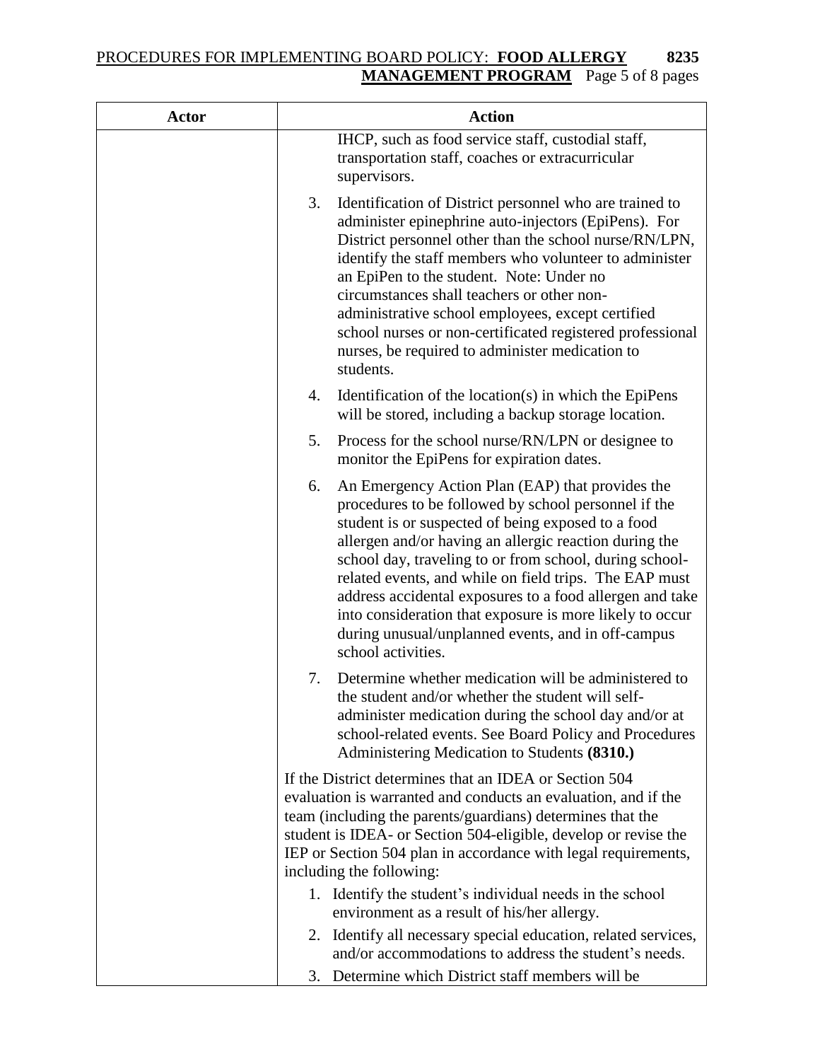| Actor | Action |
| --- | --- |
| | IHCP, such as food service staff, custodial staff, transportation staff, coaches or extracurricular supervisors.<br><br>3. Identification of District personnel who are trained to administer epinephrine auto-injectors (EpiPens). For District personnel other than the school nurse/RN/LPN, identify the staff members who volunteer to administer an EpiPen to the student. Note: Under no circumstances shall teachers or other non-administrative school employees, except certified school nurses or non-certificated registered professional nurses, be required to administer medication to students.<br><br>4. Identification of the location(s) in which the EpiPens will be stored, including a backup storage location.<br><br>5. Process for the school nurse/RN/LPN or designee to monitor the EpiPens for expiration dates.<br><br>6. An Emergency Action Plan (EAP) that provides the procedures to be followed by school personnel if the student is or suspected of being exposed to a food allergen and/or having an allergic reaction during the school day, traveling to or from school, during school-related events, and while on field trips. The EAP must address accidental exposures to a food allergen and take into consideration that exposure is more likely to occur during unusual/unplanned events, and in off-campus school activities.<br><br>7. Determine whether medication will be administered to the student and/or whether the student will self-administer medication during the school day and/or at school-related events. See Board Policy and Procedures Administering Medication to Students **(8310.)**<br><br>If the District determines that an IDEA or Section 504 evaluation is warranted and conducts an evaluation, and if the team (including the parents/guardians) determines that the student is IDEA- or Section 504-eligible, develop or revise the IEP or Section 504 plan in accordance with legal requirements, including the following:<br><br>1. Identify the student's individual needs in the school environment as a result of his/her allergy.<br>2. Identify all necessary special education, related services, and/or accommodations to address the student's needs.<br>3. Determine which District staff members will be |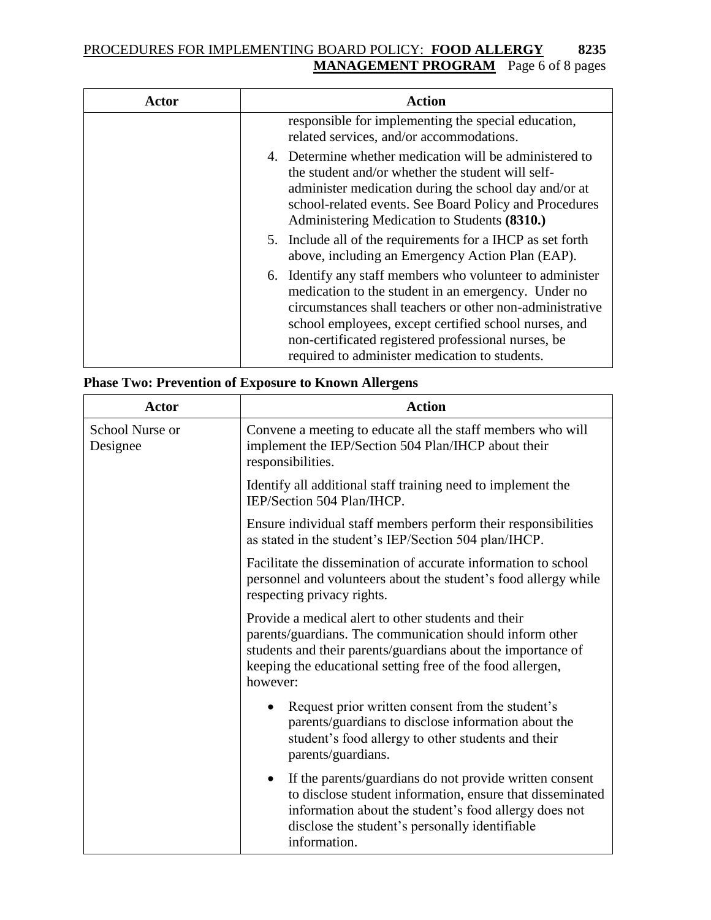| Actor | Action |
| --- | --- |
| | responsible for implementing the special education, related services, and/or accommodations.<br><br>4. Determine whether medication will be administered to the student and/or whether the student will self-administer medication during the school day and/or at school-related events. See Board Policy and Procedures Administering Medication to Students **(8310.)**<br><br>5. Include all of the requirements for a IHCP as set forth above, including an Emergency Action Plan (EAP).<br><br>6. Identify any staff members who volunteer to administer medication to the student in an emergency. Under no circumstances shall teachers or other non-administrative school employees, except certified school nurses, and non-certificated registered professional nurses, be required to administer medication to students. |

**Phase Two: Prevention of Exposure to Known Allergens**

| Actor | Action |
| --- | --- |
| School Nurse or Designee | Convene a meeting to educate all the staff members who will implement the IEP/Section 504 Plan/IHCP about their responsibilities.<br><br>Identify all additional staff training need to implement the IEP/Section 504 Plan/IHCP.<br><br>Ensure individual staff members perform their responsibilities as stated in the student's IEP/Section 504 plan/IHCP.<br><br>Facilitate the dissemination of accurate information to school personnel and volunteers about the student's food allergy while respecting privacy rights.<br><br>Provide a medical alert to other students and their parents/guardians. The communication should inform other students and their parents/guardians about the importance of keeping the educational setting free of the food allergen, however:<br><br>• Request prior written consent from the student's parents/guardians to disclose information about the student's food allergy to other students and their parents/guardians.<br><br>• If the parents/guardians do not provide written consent to disclose student information, ensure that disseminated information about the student's food allergy does not disclose the student's personally identifiable information. |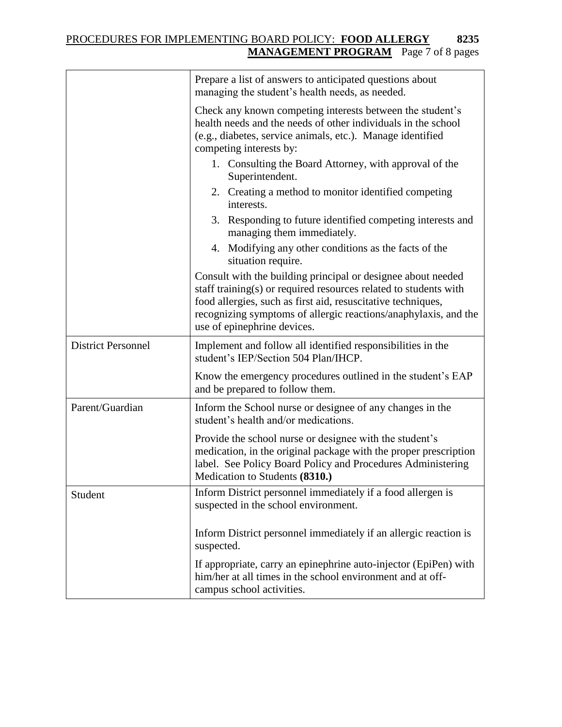| | |
|---|---|
| | Prepare a list of answers to anticipated questions about managing the student's health needs, as needed.<br><br>Check any known competing interests between the student's health needs and the needs of other individuals in the school (e.g., diabetes, service animals, etc.). Manage identified competing interests by:<br>1. Consulting the Board Attorney, with approval of the Superintendent.<br>2. Creating a method to monitor identified competing interests.<br>3. Responding to future identified competing interests and managing them immediately.<br>4. Modifying any other conditions as the facts of the situation require.<br><br>Consult with the building principal or designee about needed staff training(s) or required resources related to students with food allergies, such as first aid, resuscitative techniques, recognizing symptoms of allergic reactions/anaphylaxis, and the use of epinephrine devices. |
| District Personnel | Implement and follow all identified responsibilities in the student's IEP/Section 504 Plan/IHCP.<br><br>Know the emergency procedures outlined in the student's EAP and be prepared to follow them. |
| Parent/Guardian | Inform the School nurse or designee of any changes in the student's health and/or medications.<br><br>Provide the school nurse or designee with the student's medication, in the original package with the proper prescription label. See Policy Board Policy and Procedures Administering Medication to Students **(8310.)** |
| Student | Inform District personnel immediately if a food allergen is suspected in the school environment.<br><br>Inform District personnel immediately if an allergic reaction is suspected.<br><br>If appropriate, carry an epinephrine auto-injector (EpiPen) with him/her at all times in the school environment and at off-campus school activities. |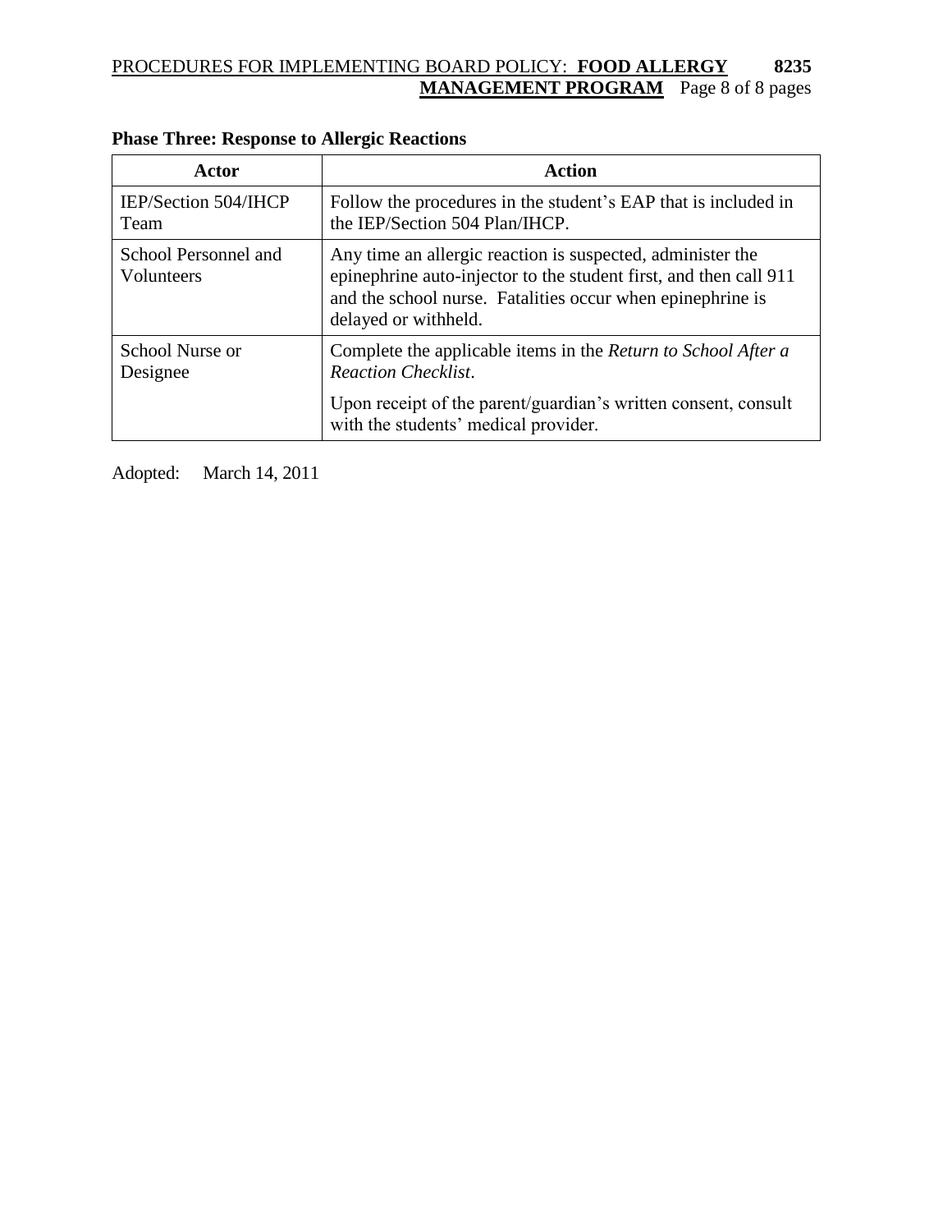**Phase Three: Response to Allergic Reactions**

| Actor | Action |
|---|---|
| IEP/Section 504/IHCP Team | Follow the procedures in the student's EAP that is included in the IEP/Section 504 Plan/IHCP. |
| School Personnel and Volunteers | Any time an allergic reaction is suspected, administer the epinephrine auto-injector to the student first, and then call 911 and the school nurse. Fatalities occur when epinephrine is delayed or withheld. |
| School Nurse or Designee | Complete the applicable items in the *Return to School After a Reaction Checklist*. Upon receipt of the parent/guardian's written consent, consult with the students' medical provider. |

Adopted: March 14, 2011